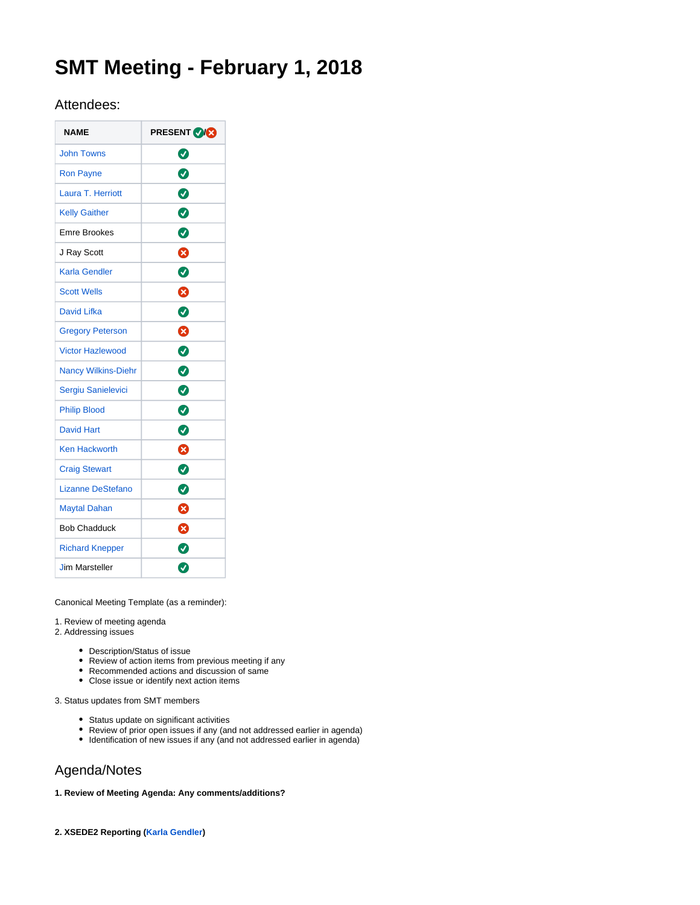# SMT Meeting - February 1, 2018

## Attendees:

| NAME | PRESENT ✔/✖ |
|---|---|
| John Towns | ✔ |
| Ron Payne | ✔ |
| Laura T. Herriott | ✔ |
| Kelly Gaither | ✔ |
| Emre Brookes | ✔ |
| J Ray Scott | ✖ |
| Karla Gendler | ✔ |
| Scott Wells | ✖ |
| David Lifka | ✔ |
| Gregory Peterson | ✖ |
| Victor Hazlewood | ✔ |
| Nancy Wilkins-Diehr | ✔ |
| Sergiu Sanielevici | ✔ |
| Philip Blood | ✔ |
| David Hart | ✔ |
| Ken Hackworth | ✖ |
| Craig Stewart | ✔ |
| Lizanne DeStefano | ✔ |
| Maytal Dahan | ✖ |
| Bob Chadduck | ✖ |
| Richard Knepper | ✔ |
| Jim Marsteller | ✔ |

Canonical Meeting Template (as a reminder):

1. Review of meeting agenda
2. Addressing issues
   - Description/Status of issue
   - Review of action items from previous meeting if any
   - Recommended actions and discussion of same
   - Close issue or identify next action items
3. Status updates from SMT members
   - Status update on significant activities
   - Review of prior open issues if any (and not addressed earlier in agenda)
   - Identification of new issues if any (and not addressed earlier in agenda)

## Agenda/Notes

**1. Review of Meeting Agenda: Any comments/additions?**

**2. XSEDE2 Reporting (Karla Gendler)**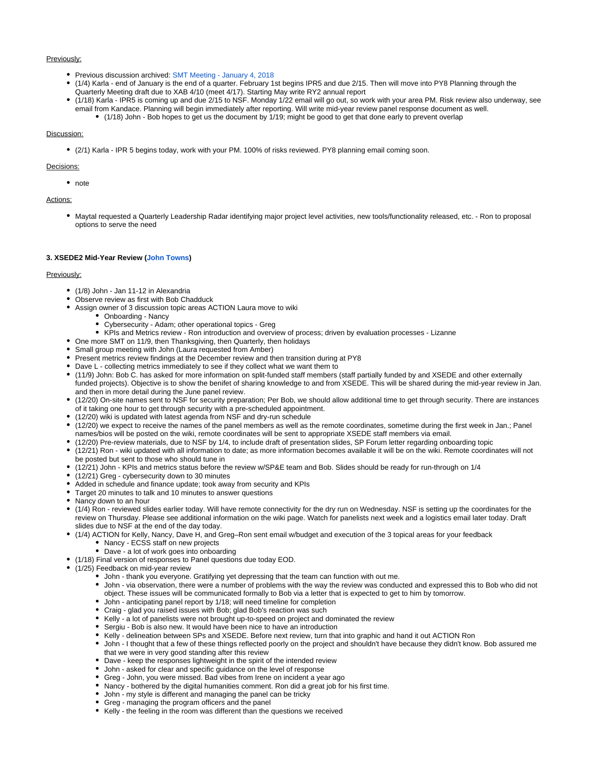Previously:

- Previous discussion archived: SMT Meeting - January 4, 2018
- (1/4) Karla - end of January is the end of a quarter. February 1st begins IPR5 and due 2/15. Then will move into PY8 Planning through the Quarterly Meeting draft due to XAB 4/10 (meet 4/17). Starting May write RY2 annual report
- (1/18) Karla - IPR5 is coming up and due 2/15 to NSF. Monday 1/22 email will go out, so work with your area PM. Risk review also underway, see email from Kandace. Planning will begin immediately after reporting. Will write mid-year review panel response document as well.
  - (1/18) John - Bob hopes to get us the document by 1/19; might be good to get that done early to prevent overlap

Discussion:

- (2/1) Karla - IPR 5 begins today, work with your PM. 100% of risks reviewed. PY8 planning email coming soon.

Decisions:

- note

Actions:

- Maytal requested a Quarterly Leadership Radar identifying major project level activities, new tools/functionality released, etc. - Ron to proposal options to serve the need

**3. XSEDE2 Mid-Year Review (John Towns)**

Previously:

- (1/8) John - Jan 11-12 in Alexandria
- Observe review as first with Bob Chadduck
- Assign owner of 3 discussion topic areas ACTION Laura move to wiki
  - Onboarding - Nancy
  - Cybersecurity - Adam; other operational topics - Greg
  - KPIs and Metrics review - Ron introduction and overview of process; driven by evaluation processes - Lizanne
- One more SMT on 11/9, then Thanksgiving, then Quarterly, then holidays
- Small group meeting with John (Laura requested from Amber)
- Present metrics review findings at the December review and then transition during at PY8
- Dave L - collecting metrics immediately to see if they collect what we want them to
- (11/9) John: Bob C. has asked for more information on split-funded staff members (staff partially funded by and XSEDE and other externally funded projects). Objective is to show the benifet of sharing knowledge to and from XSEDE. This will be shared during the mid-year review in Jan. and then in more detail during the June panel review.
- (12/20) On-site names sent to NSF for security preparation; Per Bob, we should allow additional time to get through security. There are instances of it taking one hour to get through security with a pre-scheduled appointment.
- (12/20) wiki is updated with latest agenda from NSF and dry-run schedule
- (12/20) we expect to receive the names of the panel members as well as the remote coordinates, sometime during the first week in Jan.; Panel names/bios will be posted on the wiki, remote coordinates will be sent to appropriate XSEDE staff members via email.
- (12/20) Pre-review materials, due to NSF by 1/4, to include draft of presentation slides, SP Forum letter regarding onboarding topic
- (12/21) Ron - wiki updated with all information to date; as more information becomes available it will be on the wiki. Remote coordinates will not be posted but sent to those who should tune in
- (12/21) John - KPIs and metrics status before the review w/SP&E team and Bob. Slides should be ready for run-through on 1/4
- (12/21) Greg - cybersecurity down to 30 minutes
- Added in schedule and finance update; took away from security and KPIs
- Target 20 minutes to talk and 10 minutes to answer questions
- Nancy down to an hour
- (1/4) Ron - reviewed slides earlier today. Will have remote connectivity for the dry run on Wednesday. NSF is setting up the coordinates for the review on Thursday. Please see additional information on the wiki page. Watch for panelists next week and a logistics email later today. Draft slides due to NSF at the end of the day today.
- (1/4) ACTION for Kelly, Nancy, Dave H, and Greg–Ron sent email w/budget and execution of the 3 topical areas for your feedback
  - Nancy - ECSS staff on new projects
  - Dave - a lot of work goes into onboarding
- (1/18) Final version of responses to Panel questions due today EOD.
- (1/25) Feedback on mid-year review
  - John - thank you everyone. Gratifying yet depressing that the team can function with out me.
  - John - via observation, there were a number of problems with the way the review was conducted and expressed this to Bob who did not object. These issues will be communicated formally to Bob via a letter that is expected to get to him by tomorrow.
  - John - anticipating panel report by 1/18; will need timeline for completion
  - Craig - glad you raised issues with Bob; glad Bob's reaction was such
  - Kelly - a lot of panelists were not brought up-to-speed on project and dominated the review
  - Sergiu - Bob is also new. It would have been nice to have an introduction
  - Kelly - delineation between SPs and XSEDE. Before next review, turn that into graphic and hand it out ACTION Ron
  - John - I thought that a few of these things reflected poorly on the project and shouldn't have because they didn't know. Bob assured me that we were in very good standing after this review
  - Dave - keep the responses lightweight in the spirit of the intended review
  - John - asked for clear and specific guidance on the level of response
  - Greg - John, you were missed. Bad vibes from Irene on incident a year ago
  - Nancy - bothered by the digital humanities comment. Ron did a great job for his first time.
  - John - my style is different and managing the panel can be tricky
  - Greg - managing the program officers and the panel
  - Kelly - the feeling in the room was different than the questions we received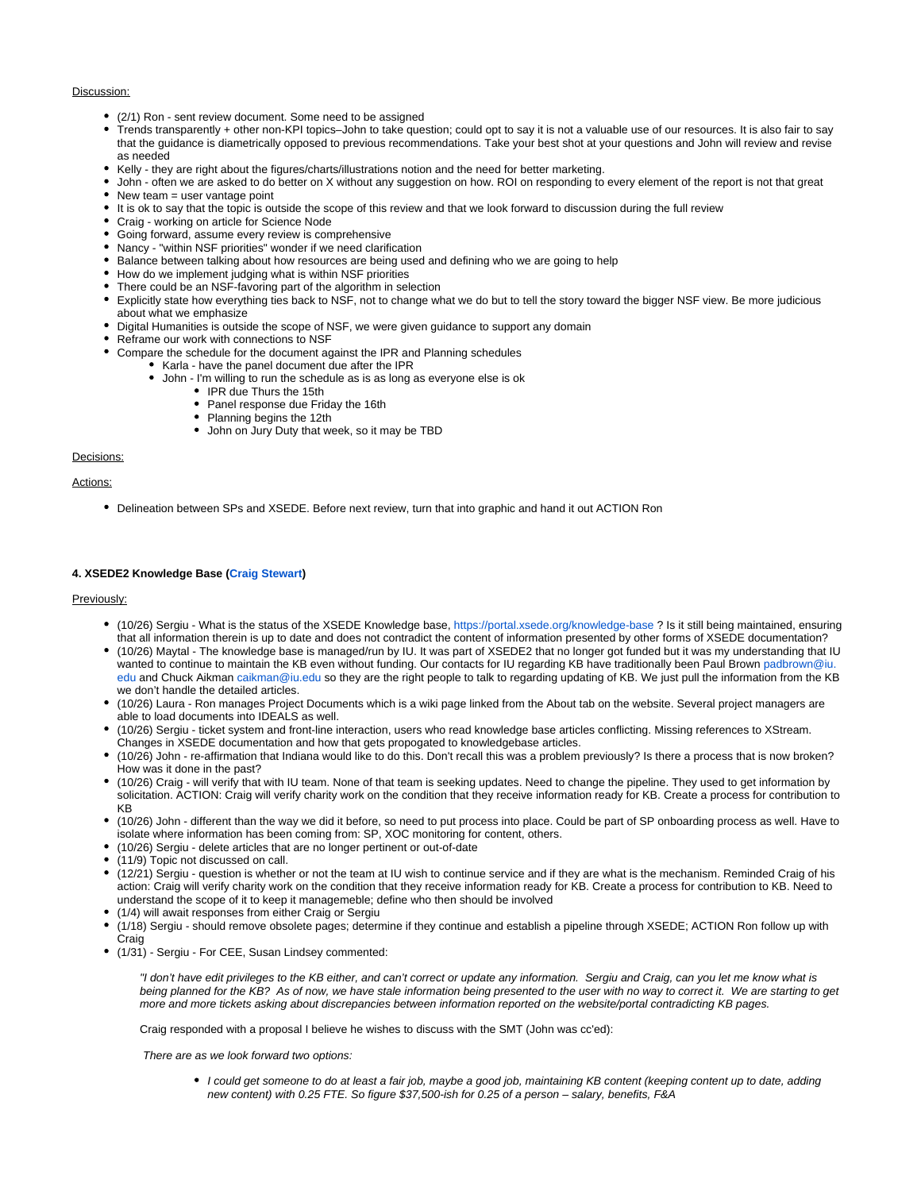Discussion:

- (2/1) Ron - sent review document. Some need to be assigned
- Trends transparently + other non-KPI topics–John to take question; could opt to say it is not a valuable use of our resources. It is also fair to say that the guidance is diametrically opposed to previous recommendations. Take your best shot at your questions and John will review and revise as needed
- Kelly - they are right about the figures/charts/illustrations notion and the need for better marketing.
- John - often we are asked to do better on X without any suggestion on how. ROI on responding to every element of the report is not that great
- New team = user vantage point
- It is ok to say that the topic is outside the scope of this review and that we look forward to discussion during the full review
- Craig - working on article for Science Node
- Going forward, assume every review is comprehensive
- Nancy - "within NSF priorities" wonder if we need clarification
- Balance between talking about how resources are being used and defining who we are going to help
- How do we implement judging what is within NSF priorities
- There could be an NSF-favoring part of the algorithm in selection
- Explicitly state how everything ties back to NSF, not to change what we do but to tell the story toward the bigger NSF view. Be more judicious about what we emphasize
- Digital Humanities is outside the scope of NSF, we were given guidance to support any domain
- Reframe our work with connections to NSF
- Compare the schedule for the document against the IPR and Planning schedules
  - Karla - have the panel document due after the IPR
  - John - I'm willing to run the schedule as is as long as everyone else is ok
    - IPR due Thurs the 15th
    - Panel response due Friday the 16th
    - Planning begins the 12th
    - John on Jury Duty that week, so it may be TBD

Decisions:

Actions:

- Delineation between SPs and XSEDE. Before next review, turn that into graphic and hand it out ACTION Ron

**4. XSEDE2 Knowledge Base (Craig Stewart)**

Previously:

- (10/26) Sergiu - What is the status of the XSEDE Knowledge base, https://portal.xsede.org/knowledge-base ? Is it still being maintained, ensuring that all information therein is up to date and does not contradict the content of information presented by other forms of XSEDE documentation?
- (10/26) Maytal - The knowledge base is managed/run by IU. It was part of XSEDE2 that no longer got funded but it was my understanding that IU wanted to continue to maintain the KB even without funding. Our contacts for IU regarding KB have traditionally been Paul Brown padbrown@iu.edu and Chuck Aikman caikman@iu.edu so they are the right people to talk to regarding updating of KB. We just pull the information from the KB we don't handle the detailed articles.
- (10/26) Laura - Ron manages Project Documents which is a wiki page linked from the About tab on the website. Several project managers are able to load documents into IDEALS as well.
- (10/26) Sergiu - ticket system and front-line interaction, users who read knowledge base articles conflicting. Missing references to XStream. Changes in XSEDE documentation and how that gets propogated to knowledgebase articles.
- (10/26) John - re-affirmation that Indiana would like to do this. Don't recall this was a problem previously? Is there a process that is now broken? How was it done in the past?
- (10/26) Craig - will verify that with IU team. None of that team is seeking updates. Need to change the pipeline. They used to get information by solicitation. ACTION: Craig will verify charity work on the condition that they receive information ready for KB. Create a process for contribution to KB
- (10/26) John - different than the way we did it before, so need to put process into place. Could be part of SP onboarding process as well. Have to isolate where information has been coming from: SP, XOC monitoring for content, others.
- (10/26) Sergiu - delete articles that are no longer pertinent or out-of-date
- (11/9) Topic not discussed on call.
- (12/21) Sergiu - question is whether or not the team at IU wish to continue service and if they are what is the mechanism. Reminded Craig of his action: Craig will verify charity work on the condition that they receive information ready for KB. Create a process for contribution to KB. Need to understand the scope of it to keep it managemeble; define who then should be involved
- (1/4) will await responses from either Craig or Sergiu
- (1/18) Sergiu - should remove obsolete pages; determine if they continue and establish a pipeline through XSEDE; ACTION Ron follow up with Craig
- (1/31) - Sergiu - For CEE, Susan Lindsey commented:

  *"I don't have edit privileges to the KB either, and can't correct or update any information. Sergiu and Craig, can you let me know what is being planned for the KB? As of now, we have stale information being presented to the user with no way to correct it. We are starting to get more and more tickets asking about discrepancies between information reported on the website/portal contradicting KB pages.*

  Craig responded with a proposal I believe he wishes to discuss with the SMT (John was cc'ed):

  *There are as we look forward two options:*

  - *I could get someone to do at least a fair job, maybe a good job, maintaining KB content (keeping content up to date, adding new content) with 0.25 FTE. So figure $37,500-ish for 0.25 of a person – salary, benefits, F&A*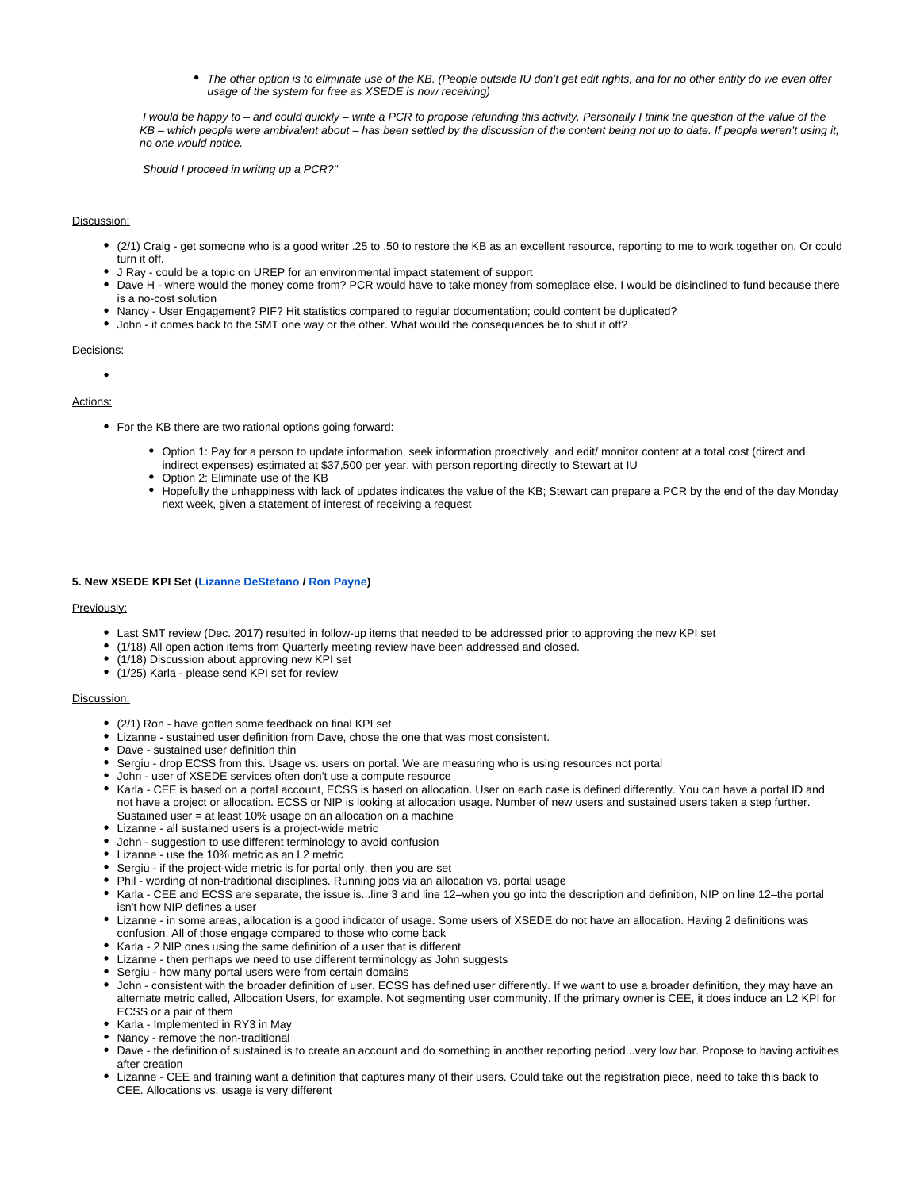- *The other option is to eliminate use of the KB. (People outside IU don't get edit rights, and for no other entity do we even offer usage of the system for free as XSEDE is now receiving)*

*I would be happy to – and could quickly – write a PCR to propose refunding this activity. Personally I think the question of the value of the KB – which people were ambivalent about – has been settled by the discussion of the content being not up to date. If people weren't using it, no one would notice.*

*Should I proceed in writing up a PCR?"*

Discussion:

- (2/1) Craig - get someone who is a good writer .25 to .50 to restore the KB as an excellent resource, reporting to me to work together on. Or could turn it off.
- J Ray - could be a topic on UREP for an environmental impact statement of support
- Dave H - where would the money come from? PCR would have to take money from someplace else. I would be disinclined to fund because there is a no-cost solution
- Nancy - User Engagement? PIF? Hit statistics compared to regular documentation; could content be duplicated?
- John - it comes back to the SMT one way or the other. What would the consequences be to shut it off?

Decisions:

- 

Actions:

- For the KB there are two rational options going forward:
  - Option 1: Pay for a person to update information, seek information proactively, and edit/ monitor content at a total cost (direct and indirect expenses) estimated at $37,500 per year, with person reporting directly to Stewart at IU
  - Option 2: Eliminate use of the KB
  - Hopefully the unhappiness with lack of updates indicates the value of the KB; Stewart can prepare a PCR by the end of the day Monday next week, given a statement of interest of receiving a request

**5. New XSEDE KPI Set (Lizanne DeStefano / Ron Payne)**

Previously:

- Last SMT review (Dec. 2017) resulted in follow-up items that needed to be addressed prior to approving the new KPI set
- (1/18) All open action items from Quarterly meeting review have been addressed and closed.
- (1/18) Discussion about approving new KPI set
- (1/25) Karla - please send KPI set for review

Discussion:

- (2/1) Ron - have gotten some feedback on final KPI set
- Lizanne - sustained user definition from Dave, chose the one that was most consistent.
- Dave - sustained user definition thin
- Sergiu - drop ECSS from this. Usage vs. users on portal. We are measuring who is using resources not portal
- John - user of XSEDE services often don't use a compute resource
- Karla - CEE is based on a portal account, ECSS is based on allocation. User on each case is defined differently. You can have a portal ID and not have a project or allocation. ECSS or NIP is looking at allocation usage. Number of new users and sustained users taken a step further. Sustained user = at least 10% usage on an allocation on a machine
- Lizanne - all sustained users is a project-wide metric
- John - suggestion to use different terminology to avoid confusion
- Lizanne - use the 10% metric as an L2 metric
- Sergiu - if the project-wide metric is for portal only, then you are set
- Phil - wording of non-traditional disciplines. Running jobs via an allocation vs. portal usage
- Karla - CEE and ECSS are separate, the issue is...line 3 and line 12–when you go into the description and definition, NIP on line 12–the portal isn't how NIP defines a user
- Lizanne - in some areas, allocation is a good indicator of usage. Some users of XSEDE do not have an allocation. Having 2 definitions was confusion. All of those engage compared to those who come back
- Karla - 2 NIP ones using the same definition of a user that is different
- Lizanne - then perhaps we need to use different terminology as John suggests
- Sergiu - how many portal users were from certain domains
- John - consistent with the broader definition of user. ECSS has defined user differently. If we want to use a broader definition, they may have an alternate metric called, Allocation Users, for example. Not segmenting user community. If the primary owner is CEE, it does induce an L2 KPI for ECSS or a pair of them
- Karla - Implemented in RY3 in May
- Nancy - remove the non-traditional
- Dave - the definition of sustained is to create an account and do something in another reporting period...very low bar. Propose to having activities after creation
- Lizanne - CEE and training want a definition that captures many of their users. Could take out the registration piece, need to take this back to CEE. Allocations vs. usage is very different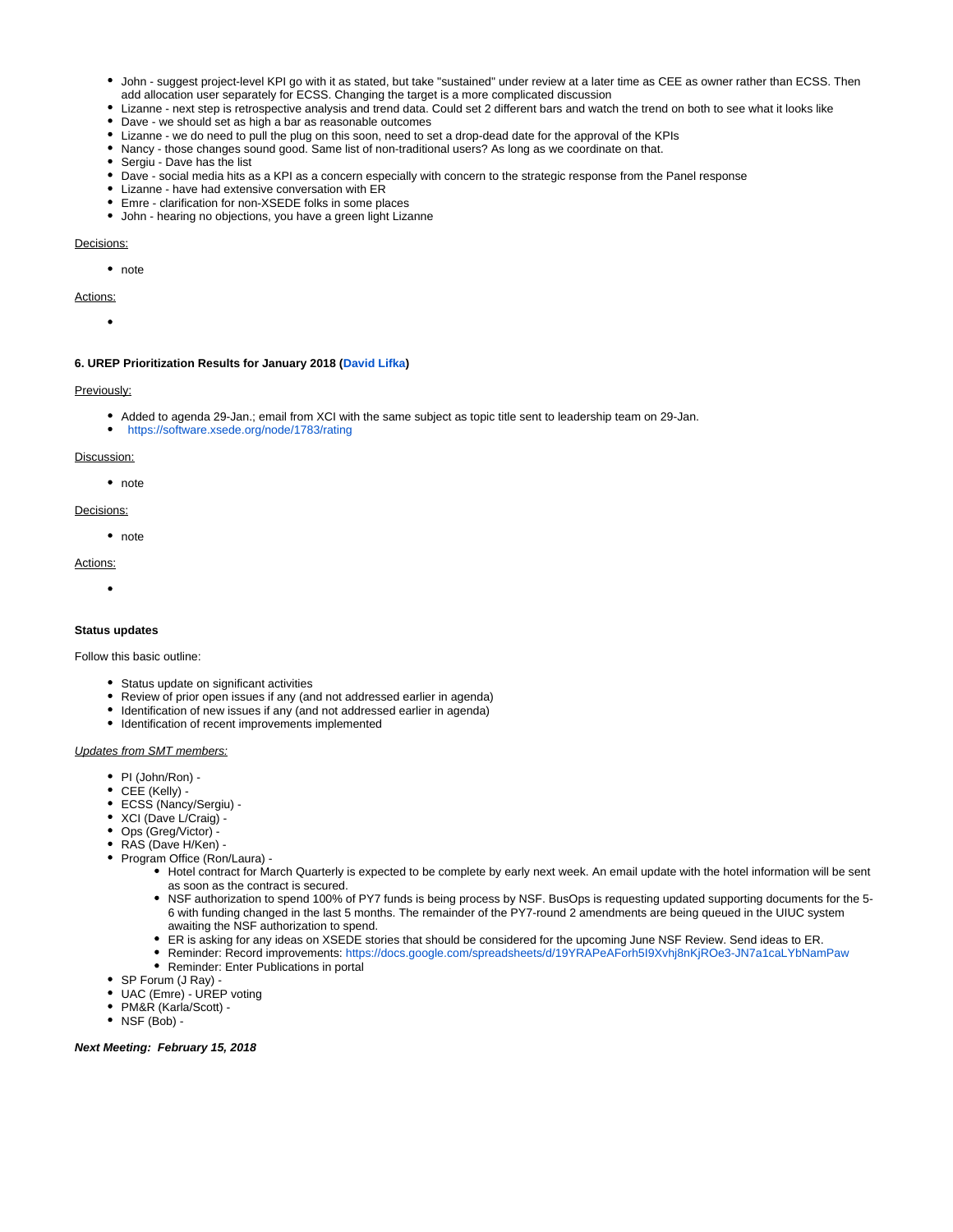- John - suggest project-level KPI go with it as stated, but take "sustained" under review at a later time as CEE as owner rather than ECSS. Then add allocation user separately for ECSS. Changing the target is a more complicated discussion
- Lizanne - next step is retrospective analysis and trend data. Could set 2 different bars and watch the trend on both to see what it looks like
- Dave - we should set as high a bar as reasonable outcomes
- Lizanne - we do need to pull the plug on this soon, need to set a drop-dead date for the approval of the KPIs
- Nancy - those changes sound good. Same list of non-traditional users? As long as we coordinate on that.
- Sergiu - Dave has the list
- Dave - social media hits as a KPI as a concern especially with concern to the strategic response from the Panel response
- Lizanne - have had extensive conversation with ER
- Emre - clarification for non-XSEDE folks in some places
- John - hearing no objections, you have a green light Lizanne

Decisions:

- note

Actions:

- 

**6. UREP Prioritization Results for January 2018 (David Lifka)**

Previously:

- Added to agenda 29-Jan.; email from XCI with the same subject as topic title sent to leadership team on 29-Jan.
- https://software.xsede.org/node/1783/rating

Discussion:

- note

Decisions:

- note

Actions:

- 

**Status updates**

Follow this basic outline:

- Status update on significant activities
- Review of prior open issues if any (and not addressed earlier in agenda)
- Identification of new issues if any (and not addressed earlier in agenda)
- Identification of recent improvements implemented

*Updates from SMT members:*

- PI (John/Ron) -
- CEE (Kelly) -
- ECSS (Nancy/Sergiu) -
- XCI (Dave L/Craig) -
- Ops (Greg/Victor) -
- RAS (Dave H/Ken) -
- Program Office (Ron/Laura) -
  - Hotel contract for March Quarterly is expected to be complete by early next week. An email update with the hotel information will be sent as soon as the contract is secured.
  - NSF authorization to spend 100% of PY7 funds is being process by NSF. BusOps is requesting updated supporting documents for the 5-6 with funding changed in the last 5 months. The remainder of the PY7-round 2 amendments are being queued in the UIUC system awaiting the NSF authorization to spend.
  - ER is asking for any ideas on XSEDE stories that should be considered for the upcoming June NSF Review. Send ideas to ER.
  - Reminder: Record improvements: https://docs.google.com/spreadsheets/d/19YRAPeAForh5I9Xvhj8nKjROe3-JN7a1caLYbNamPaw
  - Reminder: Enter Publications in portal
- SP Forum (J Ray) -
- UAC (Emre) - UREP voting
- PM&R (Karla/Scott) -
- NSF (Bob) -

***Next Meeting: February 15, 2018***